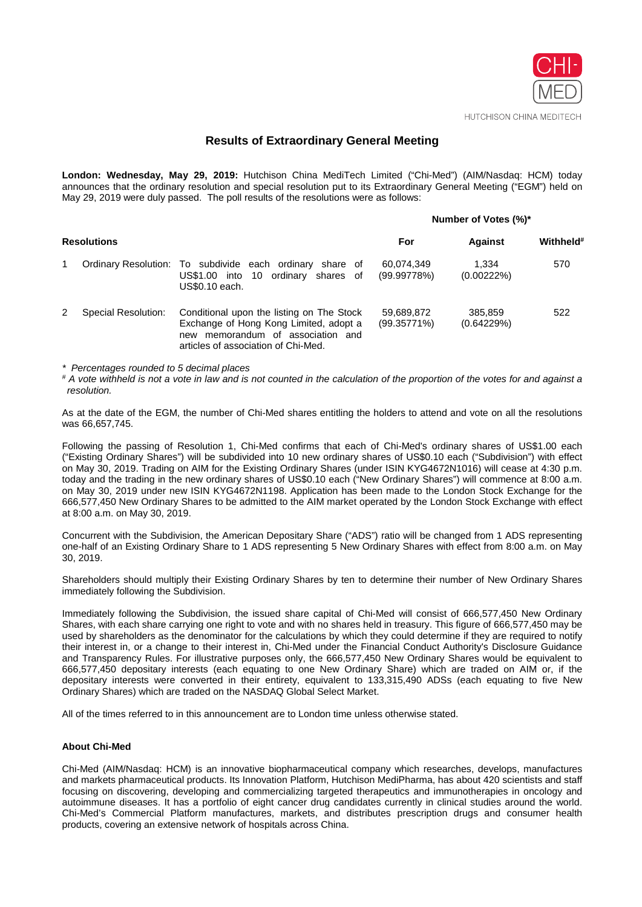CHI-MED

HUTCHISON CHINA MEDITECH

# Results of Extraordinary General Meeting

**London: Wednesday, May 29, 2019:** Hutchison China MediTech Limited ("Chi-Med") (AIM/Nasdaq: HCM) today announces that the ordinary resolution and special resolution put to its Extraordinary General Meeting ("EGM") held on May 29, 2019 were duly passed. The poll results of the resolutions were as follows:

| Resolutions | | | Number of Votes (%)* | | |
|---|---|---|---|---|---|
| | | | **For** | **Against** | **Withheld#** |
| 1 | Ordinary Resolution: | To subdivide each ordinary share of US$1.00 into 10 ordinary shares of US$0.10 each. | 60,074,349 (99.99778%) | 1,334 (0.00222%) | 570 |
| 2 | Special Resolution: | Conditional upon the listing on The Stock Exchange of Hong Kong Limited, adopt a new memorandum of association and articles of association of Chi-Med. | 59,689,872 (99.35771%) | 385,859 (0.64229%) | 522 |

*\* Percentages rounded to 5 decimal places*

*# A vote withheld is not a vote in law and is not counted in the calculation of the proportion of the votes for and against a resolution.*

As at the date of the EGM, the number of Chi-Med shares entitling the holders to attend and vote on all the resolutions was 66,657,745.

Following the passing of Resolution 1, Chi-Med confirms that each of Chi-Med's ordinary shares of US$1.00 each ("Existing Ordinary Shares") will be subdivided into 10 new ordinary shares of US$0.10 each ("Subdivision") with effect on May 30, 2019. Trading on AIM for the Existing Ordinary Shares (under ISIN KYG4672N1016) will cease at 4:30 p.m. today and the trading in the new ordinary shares of US$0.10 each ("New Ordinary Shares") will commence at 8:00 a.m. on May 30, 2019 under new ISIN KYG4672N1198. Application has been made to the London Stock Exchange for the 666,577,450 New Ordinary Shares to be admitted to the AIM market operated by the London Stock Exchange with effect at 8:00 a.m. on May 30, 2019.

Concurrent with the Subdivision, the American Depositary Share ("ADS") ratio will be changed from 1 ADS representing one-half of an Existing Ordinary Share to 1 ADS representing 5 New Ordinary Shares with effect from 8:00 a.m. on May 30, 2019.

Shareholders should multiply their Existing Ordinary Shares by ten to determine their number of New Ordinary Shares immediately following the Subdivision.

Immediately following the Subdivision, the issued share capital of Chi-Med will consist of 666,577,450 New Ordinary Shares, with each share carrying one right to vote and with no shares held in treasury. This figure of 666,577,450 may be used by shareholders as the denominator for the calculations by which they could determine if they are required to notify their interest in, or a change to their interest in, Chi-Med under the Financial Conduct Authority's Disclosure Guidance and Transparency Rules. For illustrative purposes only, the 666,577,450 New Ordinary Shares would be equivalent to 666,577,450 depositary interests (each equating to one New Ordinary Share) which are traded on AIM or, if the depositary interests were converted in their entirety, equivalent to 133,315,490 ADSs (each equating to five New Ordinary Shares) which are traded on the NASDAQ Global Select Market.

All of the times referred to in this announcement are to London time unless otherwise stated.

### About Chi-Med

Chi-Med (AIM/Nasdaq: HCM) is an innovative biopharmaceutical company which researches, develops, manufactures and markets pharmaceutical products. Its Innovation Platform, Hutchison MediPharma, has about 420 scientists and staff focusing on discovering, developing and commercializing targeted therapeutics and immunotherapies in oncology and autoimmune diseases. It has a portfolio of eight cancer drug candidates currently in clinical studies around the world. Chi-Med's Commercial Platform manufactures, markets, and distributes prescription drugs and consumer health products, covering an extensive network of hospitals across China.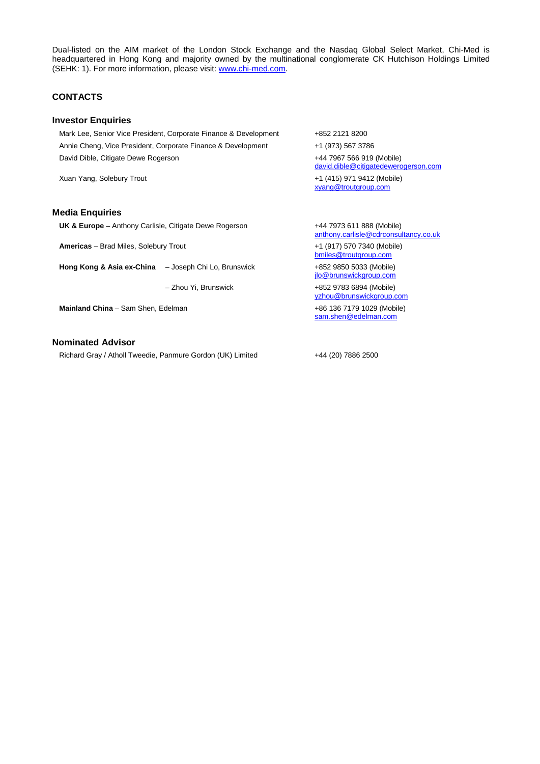Dual-listed on the AIM market of the London Stock Exchange and the Nasdaq Global Select Market, Chi-Med is headquartered in Hong Kong and majority owned by the multinational conglomerate CK Hutchison Holdings Limited (SEHK: 1). For more information, please visit: www.chi-med.com.

## CONTACTS

### Investor Enquiries

| | |
|---|---|
| Mark Lee, Senior Vice President, Corporate Finance & Development | +852 2121 8200 |
| Annie Cheng, Vice President, Corporate Finance & Development | +1 (973) 567 3786 |
| David Dible, Citigate Dewe Rogerson | +44 7967 566 919 (Mobile)<br>david.dible@citigatedewerogerson.com |
| Xuan Yang, Solebury Trout | +1 (415) 971 9412 (Mobile)<br>xyang@troutgroup.com |

### Media Enquiries

| | |
|---|---|
| **UK & Europe** – Anthony Carlisle, Citigate Dewe Rogerson | +44 7973 611 888 (Mobile)<br>anthony.carlisle@cdrconsultancy.co.uk |
| **Americas** – Brad Miles, Solebury Trout | +1 (917) 570 7340 (Mobile)<br>bmiles@troutgroup.com |
| **Hong Kong & Asia ex-China** – Joseph Chi Lo, Brunswick | +852 9850 5033 (Mobile)<br>jlo@brunswickgroup.com |
| – Zhou Yi, Brunswick | +852 9783 6894 (Mobile)<br>yzhou@brunswickgroup.com |
| **Mainland China** – Sam Shen, Edelman | +86 136 7179 1029 (Mobile)<br>sam.shen@edelman.com |

### Nominated Advisor

| | |
|---|---|
| Richard Gray / Atholl Tweedie, Panmure Gordon (UK) Limited | +44 (20) 7886 2500 |